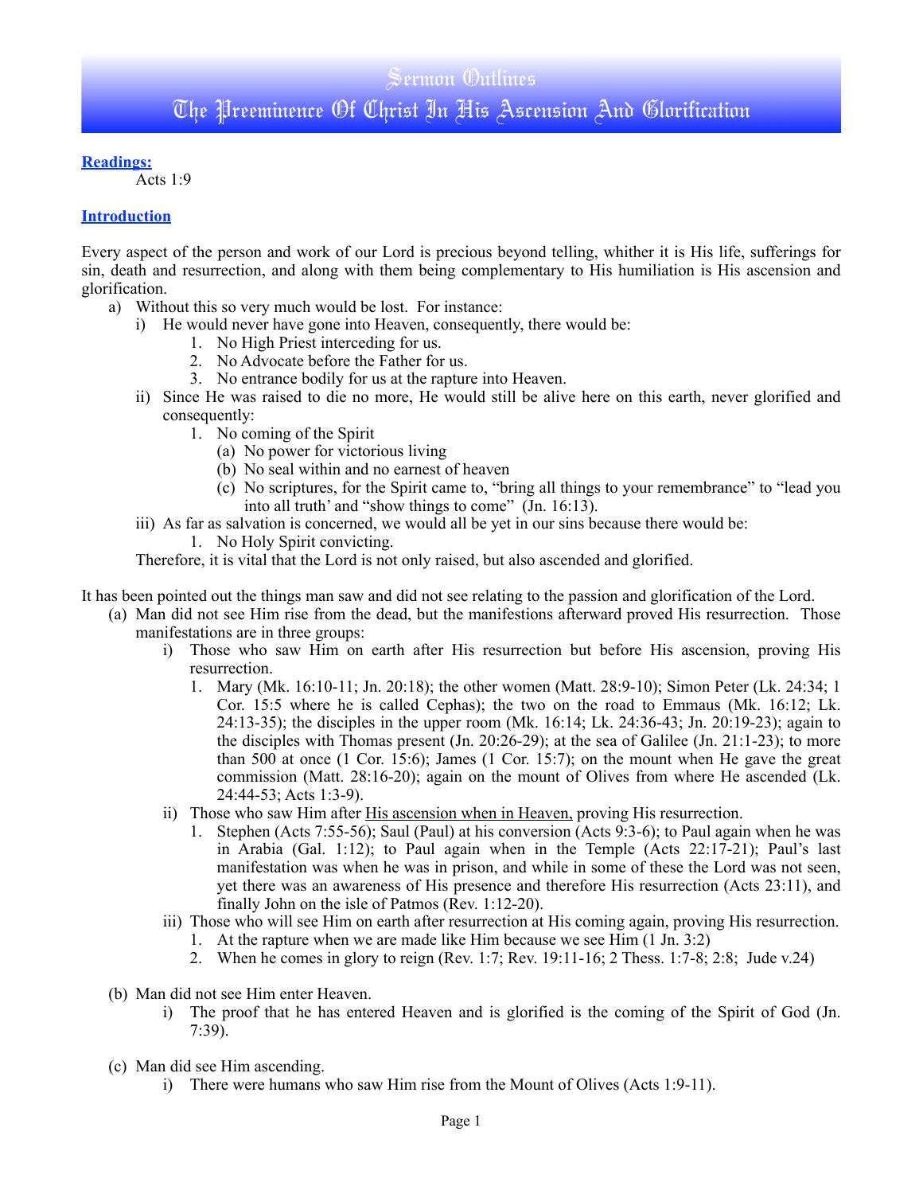# Sermon Outlines

# The Preeminence Of Christ In His Ascension And Glorification

**Readings:**

Acts 1:9

**Introduction**

Every aspect of the person and work of our Lord is precious beyond telling, whither it is His life, sufferings for sin, death and resurrection, and along with them being complementary to His humiliation is His ascension and glorification.

a) Without this so very much would be lost. For instance:
   i) He would never have gone into Heaven, consequently, there would be:
      1. No High Priest interceding for us.
      2. No Advocate before the Father for us.
      3. No entrance bodily for us at the rapture into Heaven.
   ii) Since He was raised to die no more, He would still be alive here on this earth, never glorified and consequently:
      1. No coming of the Spirit
         (a) No power for victorious living
         (b) No seal within and no earnest of heaven
         (c) No scriptures, for the Spirit came to, "bring all things to your remembrance" to "lead you into all truth' and "show things to come" (Jn. 16:13).
   iii) As far as salvation is concerned, we would all be yet in our sins because there would be:
      1. No Holy Spirit convicting.

Therefore, it is vital that the Lord is not only raised, but also ascended and glorified.

It has been pointed out the things man saw and did not see relating to the passion and glorification of the Lord.

(a) Man did not see Him rise from the dead, but the manifestions afterward proved His resurrection. Those manifestations are in three groups:
   i) Those who saw Him on earth after His resurrection but before His ascension, proving His resurrection.
      1. Mary (Mk. 16:10-11; Jn. 20:18); the other women (Matt. 28:9-10); Simon Peter (Lk. 24:34; 1 Cor. 15:5 where he is called Cephas); the two on the road to Emmaus (Mk. 16:12; Lk. 24:13-35); the disciples in the upper room (Mk. 16:14; Lk. 24:36-43; Jn. 20:19-23); again to the disciples with Thomas present (Jn. 20:26-29); at the sea of Galilee (Jn. 21:1-23); to more than 500 at once (1 Cor. 15:6); James (1 Cor. 15:7); on the mount when He gave the great commission (Matt. 28:16-20); again on the mount of Olives from where He ascended (Lk. 24:44-53; Acts 1:3-9).
   ii) Those who saw Him after <u>His ascension when in Heaven,</u> proving His resurrection.
      1. Stephen (Acts 7:55-56); Saul (Paul) at his conversion (Acts 9:3-6); to Paul again when he was in Arabia (Gal. 1:12); to Paul again when in the Temple (Acts 22:17-21); Paul's last manifestation was when he was in prison, and while in some of these the Lord was not seen, yet there was an awareness of His presence and therefore His resurrection (Acts 23:11), and finally John on the isle of Patmos (Rev. 1:12-20).
   iii) Those who will see Him on earth after resurrection at His coming again, proving His resurrection.
      1. At the rapture when we are made like Him because we see Him (1 Jn. 3:2)
      2. When he comes in glory to reign (Rev. 1:7; Rev. 19:11-16; 2 Thess. 1:7-8; 2:8; Jude v.24)

(b) Man did not see Him enter Heaven.
   i) The proof that he has entered Heaven and is glorified is the coming of the Spirit of God (Jn. 7:39).

(c) Man did see Him ascending.
   i) There were humans who saw Him rise from the Mount of Olives (Acts 1:9-11).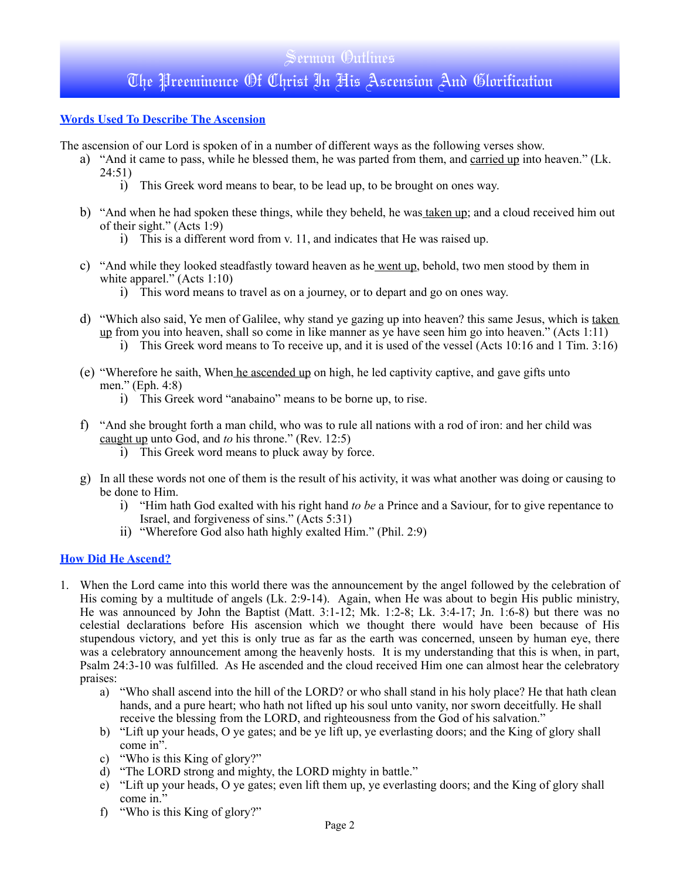# Sermon Outlines

# The Preeminence Of Christ In His Ascension And Glorification

## Words Used To Describe The Ascension

The ascension of our Lord is spoken of in a number of different ways as the following verses show.

a) "And it came to pass, while he blessed them, he was parted from them, and carried up into heaven." (Lk. 24:51)
   i) This Greek word means to bear, to be lead up, to be brought on ones way.

b) "And when he had spoken these things, while they beheld, he was taken up; and a cloud received him out of their sight." (Acts 1:9)
   i) This is a different word from v. 11, and indicates that He was raised up.

c) "And while they looked steadfastly toward heaven as he went up, behold, two men stood by them in white apparel." (Acts 1:10)
   i) This word means to travel as on a journey, or to depart and go on ones way.

d) "Which also said, Ye men of Galilee, why stand ye gazing up into heaven? this same Jesus, which is taken up from you into heaven, shall so come in like manner as ye have seen him go into heaven." (Acts 1:11)
   i) This Greek word means to To receive up, and it is used of the vessel (Acts 10:16 and 1 Tim. 3:16)

(e) "Wherefore he saith, When he ascended up on high, he led captivity captive, and gave gifts unto men." (Eph. 4:8)
   i) This Greek word "anabaino" means to be borne up, to rise.

f) "And she brought forth a man child, who was to rule all nations with a rod of iron: and her child was caught up unto God, and *to* his throne." (Rev. 12:5)
   i) This Greek word means to pluck away by force.

g) In all these words not one of them is the result of his activity, it was what another was doing or causing to be done to Him.
   i) "Him hath God exalted with his right hand *to be* a Prince and a Saviour, for to give repentance to Israel, and forgiveness of sins." (Acts 5:31)
   ii) "Wherefore God also hath highly exalted Him." (Phil. 2:9)

## How Did He Ascend?

1. When the Lord came into this world there was the announcement by the angel followed by the celebration of His coming by a multitude of angels (Lk. 2:9-14). Again, when He was about to begin His public ministry, He was announced by John the Baptist (Matt. 3:1-12; Mk. 1:2-8; Lk. 3:4-17; Jn. 1:6-8) but there was no celestial declarations before His ascension which we thought there would have been because of His stupendous victory, and yet this is only true as far as the earth was concerned, unseen by human eye, there was a celebratory announcement among the heavenly hosts. It is my understanding that this is when, in part, Psalm 24:3-10 was fulfilled. As He ascended and the cloud received Him one can almost hear the celebratory praises:
   a) "Who shall ascend into the hill of the LORD? or who shall stand in his holy place? He that hath clean hands, and a pure heart; who hath not lifted up his soul unto vanity, nor sworn deceitfully. He shall receive the blessing from the LORD, and righteousness from the God of his salvation."
   b) "Lift up your heads, O ye gates; and be ye lift up, ye everlasting doors; and the King of glory shall come in".
   c) "Who is this King of glory?"
   d) "The LORD strong and mighty, the LORD mighty in battle."
   e) "Lift up your heads, O ye gates; even lift them up, ye everlasting doors; and the King of glory shall come in."
   f) "Who is this King of glory?"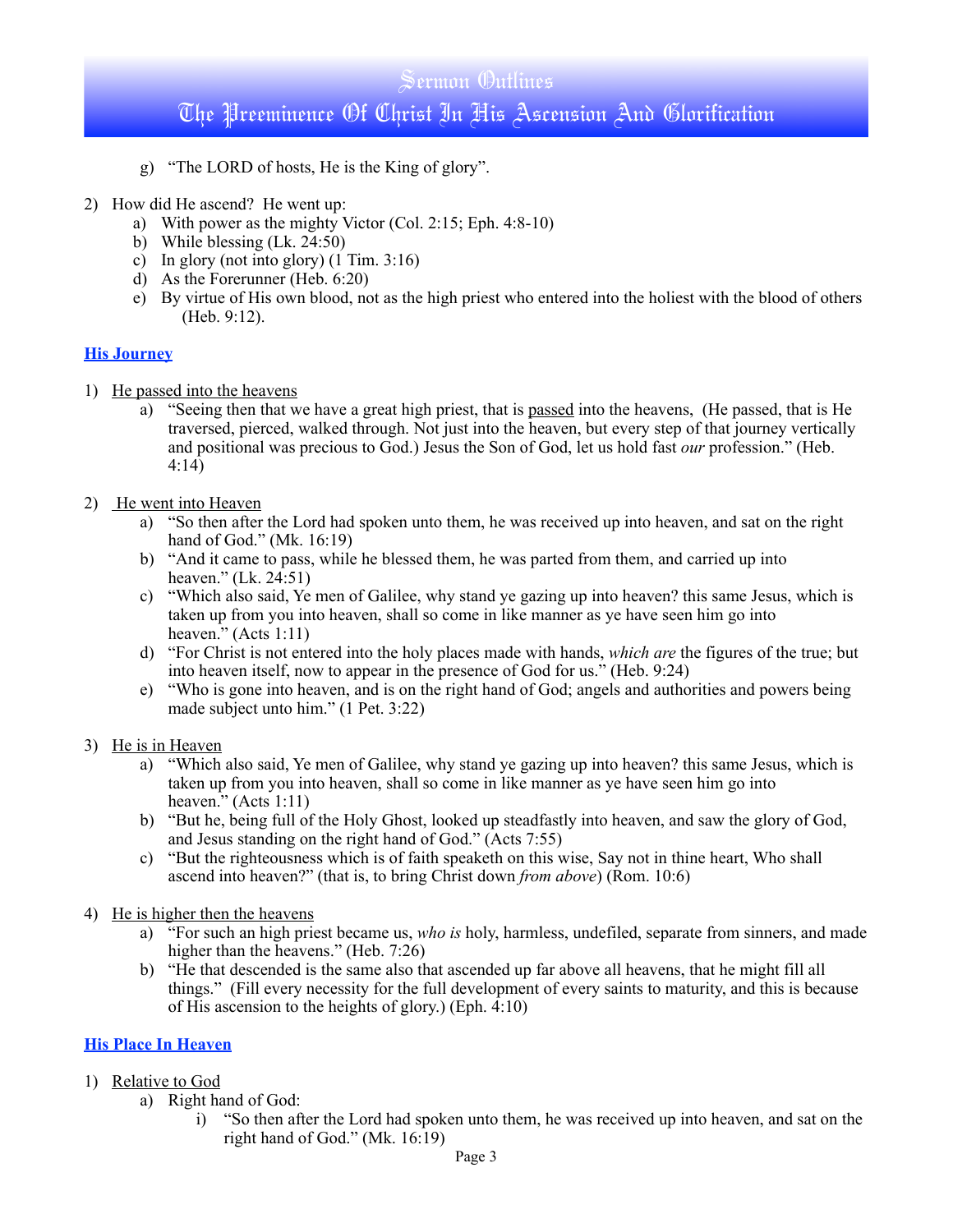g) "The LORD of hosts, He is the King of glory".

2) How did He ascend? He went up:
   a) With power as the mighty Victor (Col. 2:15; Eph. 4:8-10)
   b) While blessing (Lk. 24:50)
   c) In glory (not into glory) (1 Tim. 3:16)
   d) As the Forerunner (Heb. 6:20)
   e) By virtue of His own blood, not as the high priest who entered into the holiest with the blood of others (Heb. 9:12).

## His Journey

1) He passed into the heavens
   a) "Seeing then that we have a great high priest, that is passed into the heavens, (He passed, that is He traversed, pierced, walked through. Not just into the heaven, but every step of that journey vertically and positional was precious to God.) Jesus the Son of God, let us hold fast *our* profession." (Heb. 4:14)

2) He went into Heaven
   a) "So then after the Lord had spoken unto them, he was received up into heaven, and sat on the right hand of God." (Mk. 16:19)
   b) "And it came to pass, while he blessed them, he was parted from them, and carried up into heaven." (Lk. 24:51)
   c) "Which also said, Ye men of Galilee, why stand ye gazing up into heaven? this same Jesus, which is taken up from you into heaven, shall so come in like manner as ye have seen him go into heaven." (Acts 1:11)
   d) "For Christ is not entered into the holy places made with hands, *which are* the figures of the true; but into heaven itself, now to appear in the presence of God for us." (Heb. 9:24)
   e) "Who is gone into heaven, and is on the right hand of God; angels and authorities and powers being made subject unto him." (1 Pet. 3:22)

3) He is in Heaven
   a) "Which also said, Ye men of Galilee, why stand ye gazing up into heaven? this same Jesus, which is taken up from you into heaven, shall so come in like manner as ye have seen him go into heaven." (Acts 1:11)
   b) "But he, being full of the Holy Ghost, looked up steadfastly into heaven, and saw the glory of God, and Jesus standing on the right hand of God." (Acts 7:55)
   c) "But the righteousness which is of faith speaketh on this wise, Say not in thine heart, Who shall ascend into heaven?" (that is, to bring Christ down *from above*) (Rom. 10:6)

4) He is higher then the heavens
   a) "For such an high priest became us, *who is* holy, harmless, undefiled, separate from sinners, and made higher than the heavens." (Heb. 7:26)
   b) "He that descended is the same also that ascended up far above all heavens, that he might fill all things." (Fill every necessity for the full development of every saints to maturity, and this is because of His ascension to the heights of glory.) (Eph. 4:10)

## His Place In Heaven

1) Relative to God
   a) Right hand of God:
      i) "So then after the Lord had spoken unto them, he was received up into heaven, and sat on the right hand of God." (Mk. 16:19)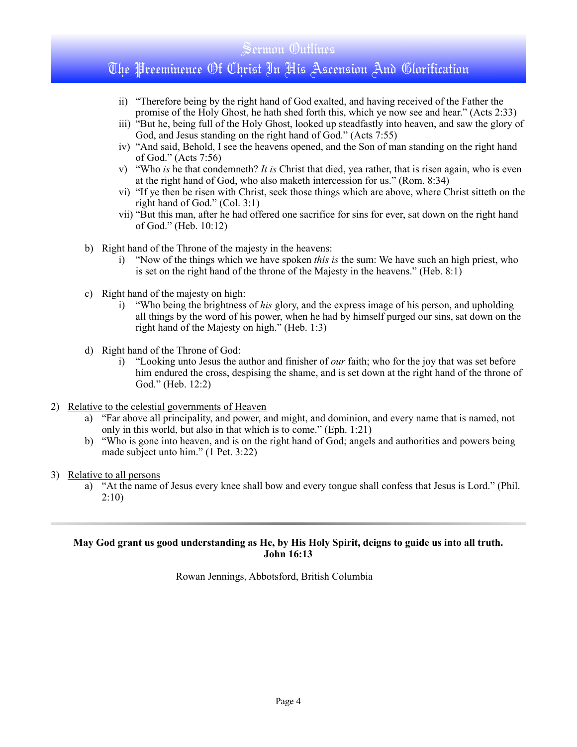ii) "Therefore being by the right hand of God exalted, and having received of the Father the promise of the Holy Ghost, he hath shed forth this, which ye now see and hear." (Acts 2:33)
iii) "But he, being full of the Holy Ghost, looked up steadfastly into heaven, and saw the glory of God, and Jesus standing on the right hand of God." (Acts 7:55)
iv) "And said, Behold, I see the heavens opened, and the Son of man standing on the right hand of God." (Acts 7:56)
v) "Who *is* he that condemneth? *It is* Christ that died, yea rather, that is risen again, who is even at the right hand of God, who also maketh intercession for us." (Rom. 8:34)
vi) "If ye then be risen with Christ, seek those things which are above, where Christ sitteth on the right hand of God." (Col. 3:1)
vii) "But this man, after he had offered one sacrifice for sins for ever, sat down on the right hand of God." (Heb. 10:12)

b) Right hand of the Throne of the majesty in the heavens:
    i) "Now of the things which we have spoken *this is* the sum: We have such an high priest, who is set on the right hand of the throne of the Majesty in the heavens." (Heb. 8:1)

c) Right hand of the majesty on high:
    i) "Who being the brightness of *his* glory, and the express image of his person, and upholding all things by the word of his power, when he had by himself purged our sins, sat down on the right hand of the Majesty on high." (Heb. 1:3)

d) Right hand of the Throne of God:
    i) "Looking unto Jesus the author and finisher of *our* faith; who for the joy that was set before him endured the cross, despising the shame, and is set down at the right hand of the throne of God." (Heb. 12:2)

2) <u>Relative to the celestial governments of Heaven</u>
    a) "Far above all principality, and power, and might, and dominion, and every name that is named, not only in this world, but also in that which is to come." (Eph. 1:21)
    b) "Who is gone into heaven, and is on the right hand of God; angels and authorities and powers being made subject unto him." (1 Pet. 3:22)

3) <u>Relative to all persons</u>
    a) "At the name of Jesus every knee shall bow and every tongue shall confess that Jesus is Lord." (Phil. 2:10)

---

**May God grant us good understanding as He, by His Holy Spirit, deigns to guide us into all truth. John 16:13**

Rowan Jennings, Abbotsford, British Columbia